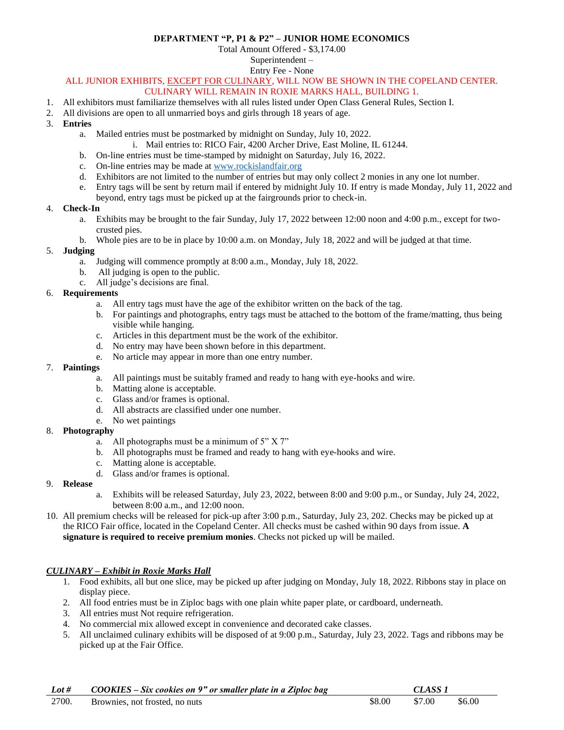# DEPARTMENT "P, P1 & P2" – JUNIOR HOME ECONOMICS

Total Amount Offered - $3,174.00

Superintendent –

Entry Fee - None

ALL JUNIOR EXHIBITS, EXCEPT FOR CULINARY, WILL NOW BE SHOWN IN THE COPELAND CENTER. CULINARY WILL REMAIN IN ROXIE MARKS HALL, BUILDING 1.

1. All exhibitors must familiarize themselves with all rules listed under Open Class General Rules, Section I.
2. All divisions are open to all unmarried boys and girls through 18 years of age.
3. **Entries**
   a. Mailed entries must be postmarked by midnight on Sunday, July 10, 2022.
      i. Mail entries to: RICO Fair, 4200 Archer Drive, East Moline, IL 61244.
   b. On-line entries must be time-stamped by midnight on Saturday, July 16, 2022.
   c. On-line entries may be made at www.rockislandfair.org
   d. Exhibitors are not limited to the number of entries but may only collect 2 monies in any one lot number.
   e. Entry tags will be sent by return mail if entered by midnight July 10. If entry is made Monday, July 11, 2022 and beyond, entry tags must be picked up at the fairgrounds prior to check-in.
4. **Check-In**
   a. Exhibits may be brought to the fair Sunday, July 17, 2022 between 12:00 noon and 4:00 p.m., except for two-crusted pies.
   b. Whole pies are to be in place by 10:00 a.m. on Monday, July 18, 2022 and will be judged at that time.
5. **Judging**
   a. Judging will commence promptly at 8:00 a.m., Monday, July 18, 2022.
   b. All judging is open to the public.
   c. All judge's decisions are final.
6. **Requirements**
   a. All entry tags must have the age of the exhibitor written on the back of the tag.
   b. For paintings and photographs, entry tags must be attached to the bottom of the frame/matting, thus being visible while hanging.
   c. Articles in this department must be the work of the exhibitor.
   d. No entry may have been shown before in this department.
   e. No article may appear in more than one entry number.
7. **Paintings**
   a. All paintings must be suitably framed and ready to hang with eye-hooks and wire.
   b. Matting alone is acceptable.
   c. Glass and/or frames is optional.
   d. All abstracts are classified under one number.
   e. No wet paintings
8. **Photography**
   a. All photographs must be a minimum of 5" X 7"
   b. All photographs must be framed and ready to hang with eye-hooks and wire.
   c. Matting alone is acceptable.
   d. Glass and/or frames is optional.
9. **Release**
   a. Exhibits will be released Saturday, July 23, 2022, between 8:00 and 9:00 p.m., or Sunday, July 24, 2022, between 8:00 a.m., and 12:00 noon.
10. All premium checks will be released for pick-up after 3:00 p.m., Saturday, July 23, 202. Checks may be picked up at the RICO Fair office, located in the Copeland Center. All checks must be cashed within 90 days from issue. **A signature is required to receive premium monies**. Checks not picked up will be mailed.

***CULINARY – Exhibit in Roxie Marks Hall***

1. Food exhibits, all but one slice, may be picked up after judging on Monday, July 18, 2022. Ribbons stay in place on display piece.
2. All food entries must be in Ziploc bags with one plain white paper plate, or cardboard, underneath.
3. All entries must Not require refrigeration.
4. No commercial mix allowed except in convenience and decorated cake classes.
5. All unclaimed culinary exhibits will be disposed of at 9:00 p.m., Saturday, July 23, 2022. Tags and ribbons may be picked up at the Fair Office.

| *Lot #* | *COOKIES – Six cookies on 9" or smaller plate in a Ziploc bag* | | *CLASS 1* | |
|---|---|---|---|---|
| 2700. | Brownies, not frosted, no nuts | $8.00 | $7.00 | $6.00 |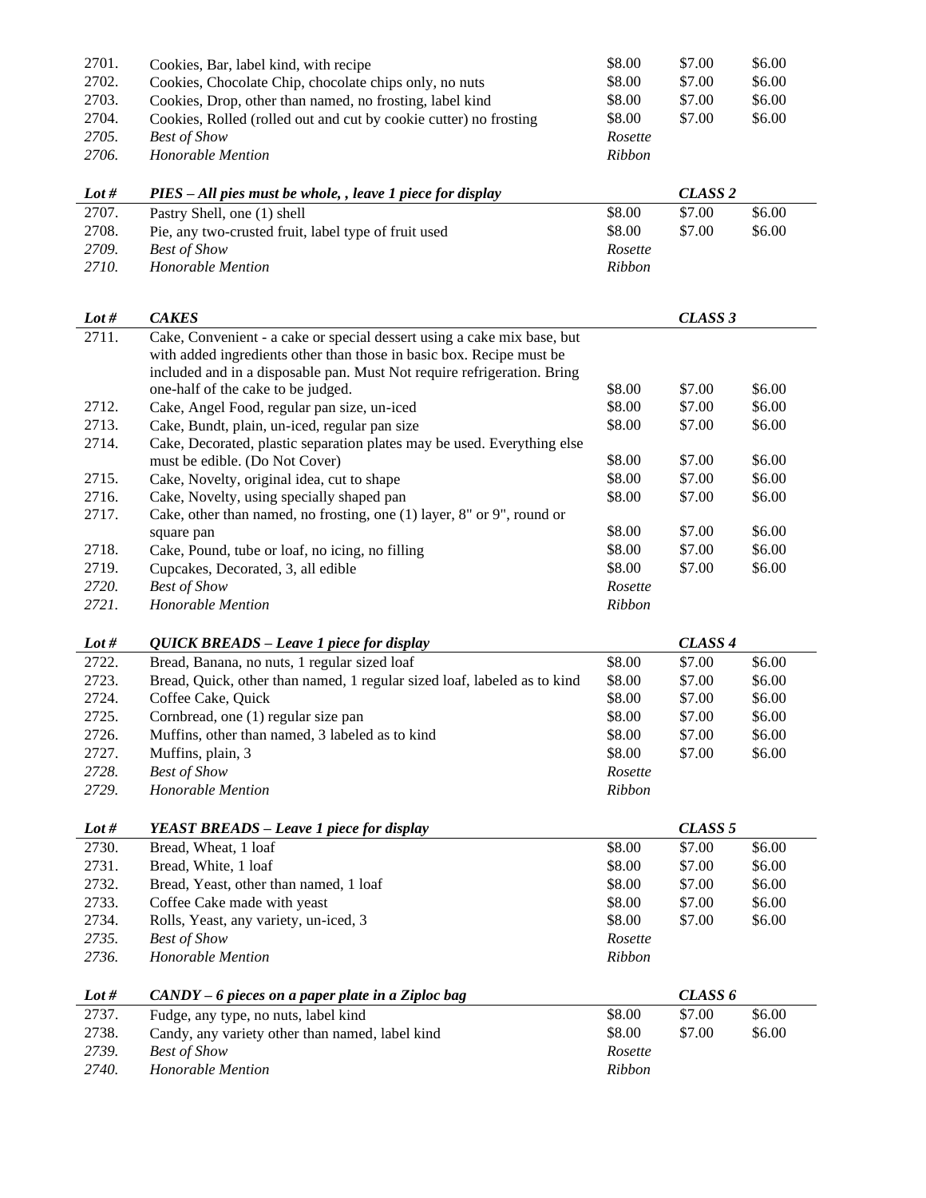| | | | | |
|---|---|---|---|---|
| 2701. | Cookies, Bar, label kind, with recipe | $8.00 | $7.00 | $6.00 |
| 2702. | Cookies, Chocolate Chip, chocolate chips only, no nuts | $8.00 | $7.00 | $6.00 |
| 2703. | Cookies, Drop, other than named, no frosting, label kind | $8.00 | $7.00 | $6.00 |
| 2704. | Cookies, Rolled (rolled out and cut by cookie cutter) no frosting | $8.00 | $7.00 | $6.00 |
| *2705.* | *Best of Show* | *Rosette* | | |
| *2706.* | *Honorable Mention* | *Ribbon* | | |

| ***Lot #*** | ***PIES – All pies must be whole, , leave 1 piece for display*** | | ***CLASS 2*** | |
|---|---|---|---|---|
| 2707. | Pastry Shell, one (1) shell | $8.00 | $7.00 | $6.00 |
| 2708. | Pie, any two-crusted fruit, label type of fruit used | $8.00 | $7.00 | $6.00 |
| *2709.* | *Best of Show* | *Rosette* | | |
| *2710.* | *Honorable Mention* | *Ribbon* | | |

| ***Lot #*** | ***CAKES*** | | ***CLASS 3*** | |
|---|---|---|---|---|
| 2711. | Cake, Convenient - a cake or special dessert using a cake mix base, but with added ingredients other than those in basic box. Recipe must be included and in a disposable pan. Must Not require refrigeration. Bring one-half of the cake to be judged. | $8.00 | $7.00 | $6.00 |
| 2712. | Cake, Angel Food, regular pan size, un-iced | $8.00 | $7.00 | $6.00 |
| 2713. | Cake, Bundt, plain, un-iced, regular pan size | $8.00 | $7.00 | $6.00 |
| 2714. | Cake, Decorated, plastic separation plates may be used. Everything else must be edible. (Do Not Cover) | $8.00 | $7.00 | $6.00 |
| 2715. | Cake, Novelty, original idea, cut to shape | $8.00 | $7.00 | $6.00 |
| 2716. | Cake, Novelty, using specially shaped pan | $8.00 | $7.00 | $6.00 |
| 2717. | Cake, other than named, no frosting, one (1) layer, 8" or 9", round or square pan | $8.00 | $7.00 | $6.00 |
| 2718. | Cake, Pound, tube or loaf, no icing, no filling | $8.00 | $7.00 | $6.00 |
| 2719. | Cupcakes, Decorated, 3, all edible | $8.00 | $7.00 | $6.00 |
| *2720.* | *Best of Show* | *Rosette* | | |
| *2721.* | *Honorable Mention* | *Ribbon* | | |

| ***Lot #*** | ***QUICK BREADS – Leave 1 piece for display*** | | ***CLASS 4*** | |
|---|---|---|---|---|
| 2722. | Bread, Banana, no nuts, 1 regular sized loaf | $8.00 | $7.00 | $6.00 |
| 2723. | Bread, Quick, other than named, 1 regular sized loaf, labeled as to kind | $8.00 | $7.00 | $6.00 |
| 2724. | Coffee Cake, Quick | $8.00 | $7.00 | $6.00 |
| 2725. | Cornbread, one (1) regular size pan | $8.00 | $7.00 | $6.00 |
| 2726. | Muffins, other than named, 3 labeled as to kind | $8.00 | $7.00 | $6.00 |
| 2727. | Muffins, plain, 3 | $8.00 | $7.00 | $6.00 |
| *2728.* | *Best of Show* | *Rosette* | | |
| *2729.* | *Honorable Mention* | *Ribbon* | | |

| ***Lot #*** | ***YEAST BREADS – Leave 1 piece for display*** | | ***CLASS 5*** | |
|---|---|---|---|---|
| 2730. | Bread, Wheat, 1 loaf | $8.00 | $7.00 | $6.00 |
| 2731. | Bread, White, 1 loaf | $8.00 | $7.00 | $6.00 |
| 2732. | Bread, Yeast, other than named, 1 loaf | $8.00 | $7.00 | $6.00 |
| 2733. | Coffee Cake made with yeast | $8.00 | $7.00 | $6.00 |
| 2734. | Rolls, Yeast, any variety, un-iced, 3 | $8.00 | $7.00 | $6.00 |
| *2735.* | *Best of Show* | *Rosette* | | |
| *2736.* | *Honorable Mention* | *Ribbon* | | |

| ***Lot #*** | ***CANDY – 6 pieces on a paper plate in a Ziploc bag*** | | ***CLASS 6*** | |
|---|---|---|---|---|
| 2737. | Fudge, any type, no nuts, label kind | $8.00 | $7.00 | $6.00 |
| 2738. | Candy, any variety other than named, label kind | $8.00 | $7.00 | $6.00 |
| *2739.* | *Best of Show* | *Rosette* | | |
| *2740.* | *Honorable Mention* | *Ribbon* | | |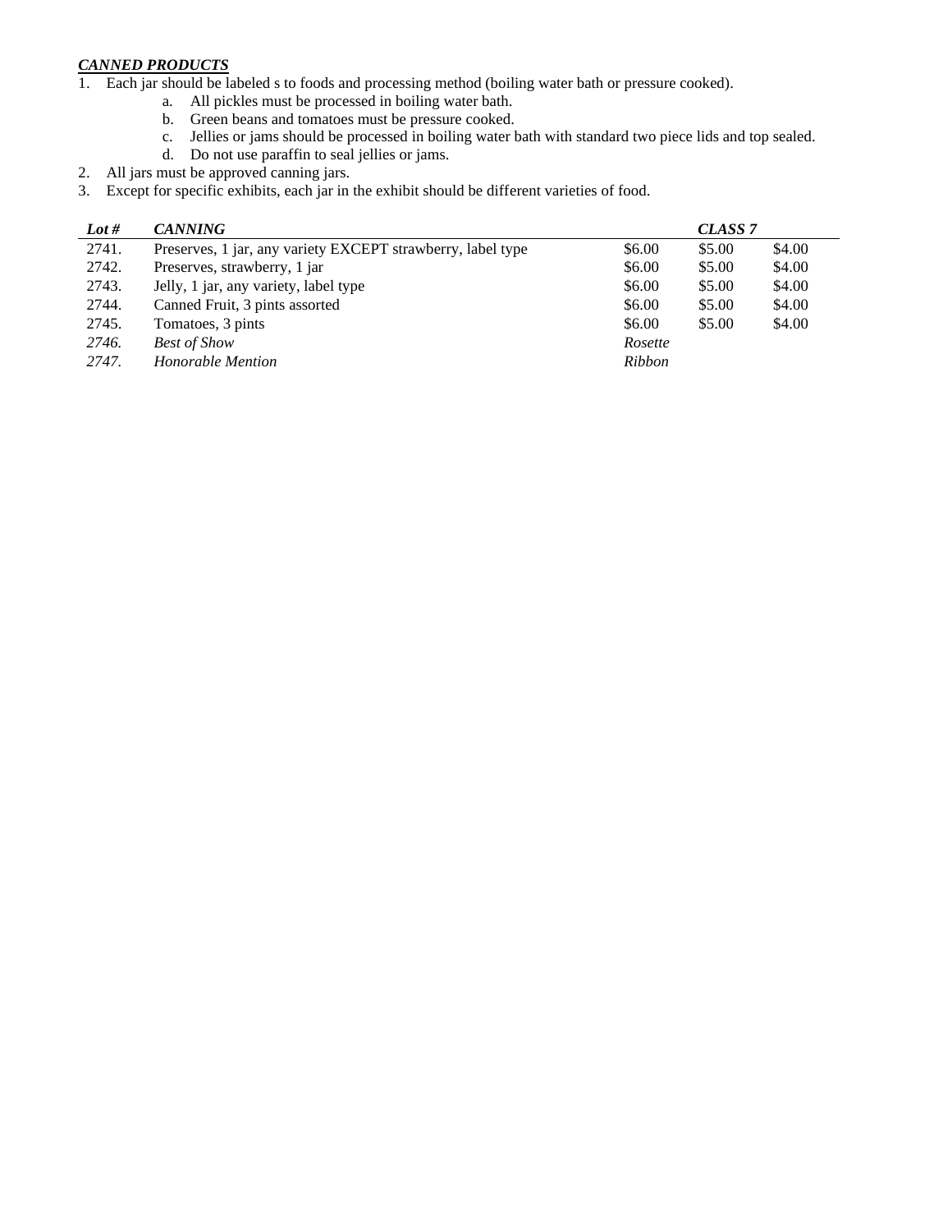***CANNED PRODUCTS***

1. Each jar should be labeled s to foods and processing method (boiling water bath or pressure cooked).
    a. All pickles must be processed in boiling water bath.
    b. Green beans and tomatoes must be pressure cooked.
    c. Jellies or jams should be processed in boiling water bath with standard two piece lids and top sealed.
    d. Do not use paraffin to seal jellies or jams.
2. All jars must be approved canning jars.
3. Except for specific exhibits, each jar in the exhibit should be different varieties of food.

| ***Lot #*** | ***CANNING*** | | ***CLASS 7*** | |
|---|---|---|---|---|
| 2741. | Preserves, 1 jar, any variety EXCEPT strawberry, label type | $6.00 | $5.00 | $4.00 |
| 2742. | Preserves, strawberry, 1 jar | $6.00 | $5.00 | $4.00 |
| 2743. | Jelly, 1 jar, any variety, label type | $6.00 | $5.00 | $4.00 |
| 2744. | Canned Fruit, 3 pints assorted | $6.00 | $5.00 | $4.00 |
| 2745. | Tomatoes, 3 pints | $6.00 | $5.00 | $4.00 |
| *2746.* | *Best of Show* | *Rosette* | | |
| *2747.* | *Honorable Mention* | *Ribbon* | | |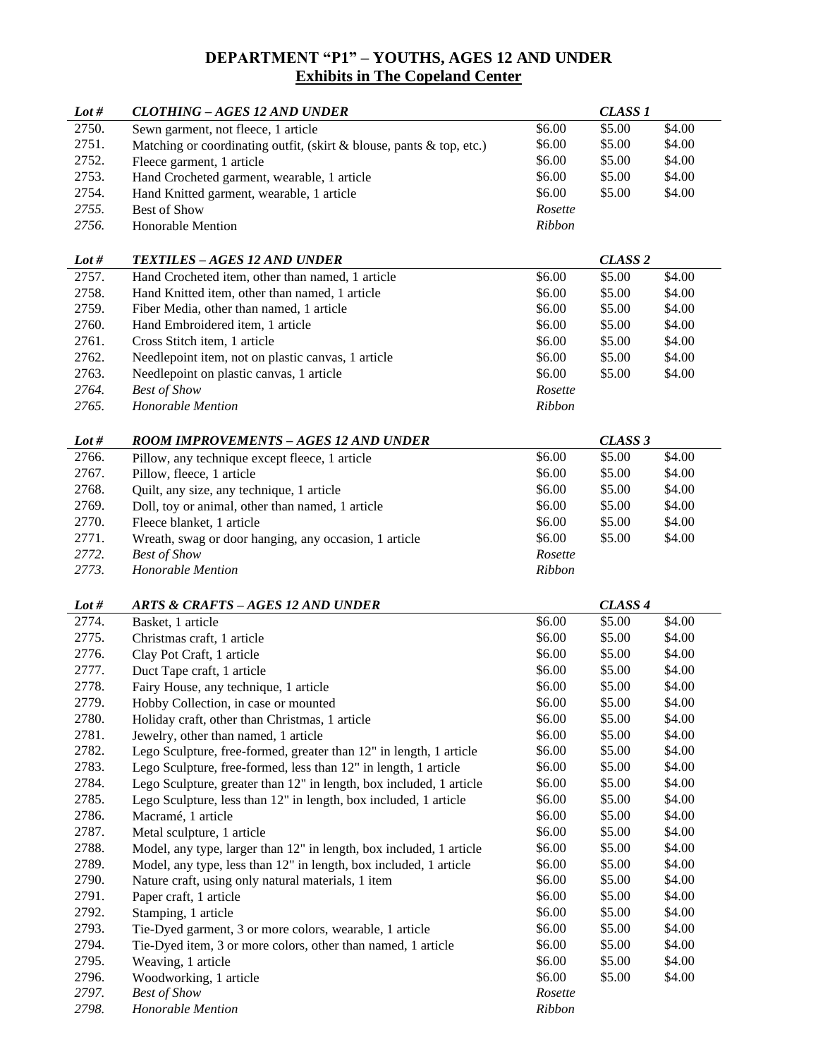## DEPARTMENT "P1" – YOUTHS, AGES 12 AND UNDER
**Exhibits in The Copeland Center**

| *Lot #* | ***CLOTHING – AGES 12 AND UNDER*** | | ***CLASS 1*** | |
|---|---|---|---|---|
| 2750. | Sewn garment, not fleece, 1 article | $6.00 | $5.00 | $4.00 |
| 2751. | Matching or coordinating outfit, (skirt & blouse, pants & top, etc.) | $6.00 | $5.00 | $4.00 |
| 2752. | Fleece garment, 1 article | $6.00 | $5.00 | $4.00 |
| 2753. | Hand Crocheted garment, wearable, 1 article | $6.00 | $5.00 | $4.00 |
| 2754. | Hand Knitted garment, wearable, 1 article | $6.00 | $5.00 | $4.00 |
| *2755.* | Best of Show | *Rosette* | | |
| *2756.* | Honorable Mention | *Ribbon* | | |

| *Lot #* | ***TEXTILES – AGES 12 AND UNDER*** | | ***CLASS 2*** | |
|---|---|---|---|---|
| 2757. | Hand Crocheted item, other than named, 1 article | $6.00 | $5.00 | $4.00 |
| 2758. | Hand Knitted item, other than named, 1 article | $6.00 | $5.00 | $4.00 |
| 2759. | Fiber Media, other than named, 1 article | $6.00 | $5.00 | $4.00 |
| 2760. | Hand Embroidered item, 1 article | $6.00 | $5.00 | $4.00 |
| 2761. | Cross Stitch item, 1 article | $6.00 | $5.00 | $4.00 |
| 2762. | Needlepoint item, not on plastic canvas, 1 article | $6.00 | $5.00 | $4.00 |
| 2763. | Needlepoint on plastic canvas, 1 article | $6.00 | $5.00 | $4.00 |
| *2764.* | *Best of Show* | *Rosette* | | |
| *2765.* | *Honorable Mention* | *Ribbon* | | |

| *Lot #* | ***ROOM IMPROVEMENTS – AGES 12 AND UNDER*** | | ***CLASS 3*** | |
|---|---|---|---|---|
| 2766. | Pillow, any technique except fleece, 1 article | $6.00 | $5.00 | $4.00 |
| 2767. | Pillow, fleece, 1 article | $6.00 | $5.00 | $4.00 |
| 2768. | Quilt, any size, any technique, 1 article | $6.00 | $5.00 | $4.00 |
| 2769. | Doll, toy or animal, other than named, 1 article | $6.00 | $5.00 | $4.00 |
| 2770. | Fleece blanket, 1 article | $6.00 | $5.00 | $4.00 |
| 2771. | Wreath, swag or door hanging, any occasion, 1 article | $6.00 | $5.00 | $4.00 |
| *2772.* | *Best of Show* | *Rosette* | | |
| *2773.* | *Honorable Mention* | *Ribbon* | | |

| *Lot #* | ***ARTS & CRAFTS – AGES 12 AND UNDER*** | | ***CLASS 4*** | |
|---|---|---|---|---|
| 2774. | Basket, 1 article | $6.00 | $5.00 | $4.00 |
| 2775. | Christmas craft, 1 article | $6.00 | $5.00 | $4.00 |
| 2776. | Clay Pot Craft, 1 article | $6.00 | $5.00 | $4.00 |
| 2777. | Duct Tape craft, 1 article | $6.00 | $5.00 | $4.00 |
| 2778. | Fairy House, any technique, 1 article | $6.00 | $5.00 | $4.00 |
| 2779. | Hobby Collection, in case or mounted | $6.00 | $5.00 | $4.00 |
| 2780. | Holiday craft, other than Christmas, 1 article | $6.00 | $5.00 | $4.00 |
| 2781. | Jewelry, other than named, 1 article | $6.00 | $5.00 | $4.00 |
| 2782. | Lego Sculpture, free-formed, greater than 12" in length, 1 article | $6.00 | $5.00 | $4.00 |
| 2783. | Lego Sculpture, free-formed, less than 12" in length, 1 article | $6.00 | $5.00 | $4.00 |
| 2784. | Lego Sculpture, greater than 12" in length, box included, 1 article | $6.00 | $5.00 | $4.00 |
| 2785. | Lego Sculpture, less than 12" in length, box included, 1 article | $6.00 | $5.00 | $4.00 |
| 2786. | Macramé, 1 article | $6.00 | $5.00 | $4.00 |
| 2787. | Metal sculpture, 1 article | $6.00 | $5.00 | $4.00 |
| 2788. | Model, any type, larger than 12" in length, box included, 1 article | $6.00 | $5.00 | $4.00 |
| 2789. | Model, any type, less than 12" in length, box included, 1 article | $6.00 | $5.00 | $4.00 |
| 2790. | Nature craft, using only natural materials, 1 item | $6.00 | $5.00 | $4.00 |
| 2791. | Paper craft, 1 article | $6.00 | $5.00 | $4.00 |
| 2792. | Stamping, 1 article | $6.00 | $5.00 | $4.00 |
| 2793. | Tie-Dyed garment, 3 or more colors, wearable, 1 article | $6.00 | $5.00 | $4.00 |
| 2794. | Tie-Dyed item, 3 or more colors, other than named, 1 article | $6.00 | $5.00 | $4.00 |
| 2795. | Weaving, 1 article | $6.00 | $5.00 | $4.00 |
| 2796. | Woodworking, 1 article | $6.00 | $5.00 | $4.00 |
| *2797.* | *Best of Show* | *Rosette* | | |
| *2798.* | *Honorable Mention* | *Ribbon* | | |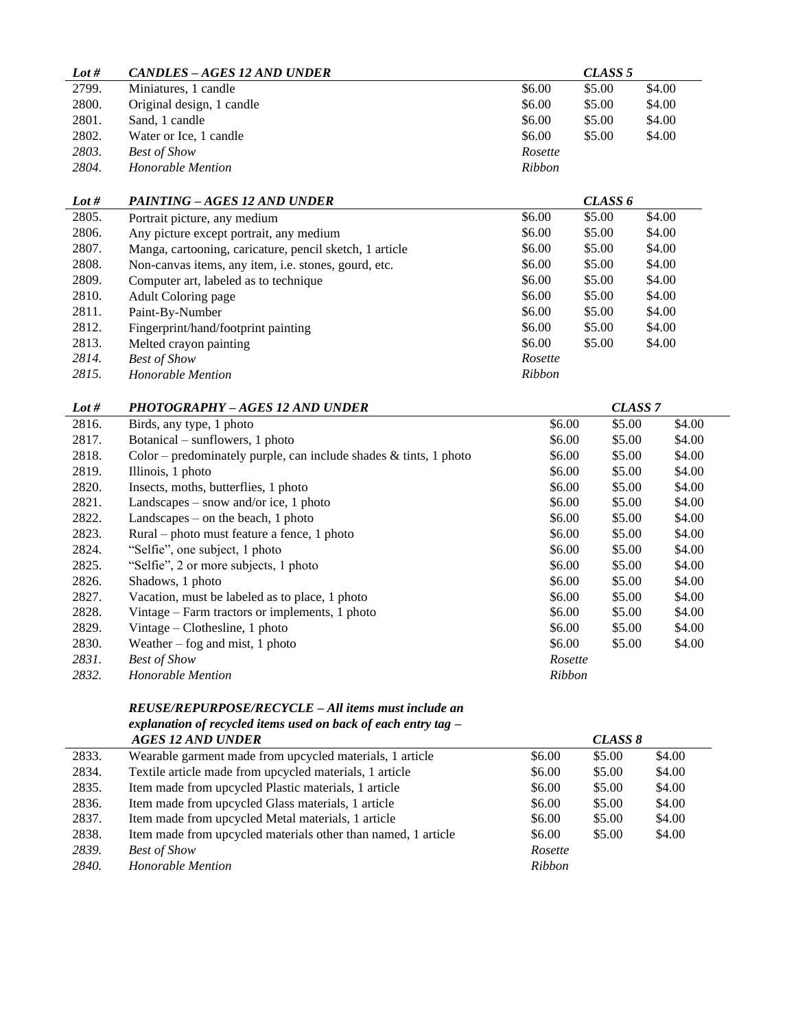| *Lot #* | ***CANDLES – AGES 12 AND UNDER*** | | ***CLASS 5*** | |
|---|---|---|---|---|
| 2799. | Miniatures, 1 candle | $6.00 | $5.00 | $4.00 |
| 2800. | Original design, 1 candle | $6.00 | $5.00 | $4.00 |
| 2801. | Sand, 1 candle | $6.00 | $5.00 | $4.00 |
| 2802. | Water or Ice, 1 candle | $6.00 | $5.00 | $4.00 |
| *2803.* | *Best of Show* | *Rosette* | | |
| *2804.* | *Honorable Mention* | *Ribbon* | | |

| *Lot #* | ***PAINTING – AGES 12 AND UNDER*** | | ***CLASS 6*** | |
|---|---|---|---|---|
| 2805. | Portrait picture, any medium | $6.00 | $5.00 | $4.00 |
| 2806. | Any picture except portrait, any medium | $6.00 | $5.00 | $4.00 |
| 2807. | Manga, cartooning, caricature, pencil sketch, 1 article | $6.00 | $5.00 | $4.00 |
| 2808. | Non-canvas items, any item, i.e. stones, gourd, etc. | $6.00 | $5.00 | $4.00 |
| 2809. | Computer art, labeled as to technique | $6.00 | $5.00 | $4.00 |
| 2810. | Adult Coloring page | $6.00 | $5.00 | $4.00 |
| 2811. | Paint-By-Number | $6.00 | $5.00 | $4.00 |
| 2812. | Fingerprint/hand/footprint painting | $6.00 | $5.00 | $4.00 |
| 2813. | Melted crayon painting | $6.00 | $5.00 | $4.00 |
| *2814.* | *Best of Show* | *Rosette* | | |
| *2815.* | *Honorable Mention* | *Ribbon* | | |

| *Lot #* | ***PHOTOGRAPHY – AGES 12 AND UNDER*** | | ***CLASS 7*** | |
|---|---|---|---|---|
| 2816. | Birds, any type, 1 photo | $6.00 | $5.00 | $4.00 |
| 2817. | Botanical – sunflowers, 1 photo | $6.00 | $5.00 | $4.00 |
| 2818. | Color – predominately purple, can include shades & tints, 1 photo | $6.00 | $5.00 | $4.00 |
| 2819. | Illinois, 1 photo | $6.00 | $5.00 | $4.00 |
| 2820. | Insects, moths, butterflies, 1 photo | $6.00 | $5.00 | $4.00 |
| 2821. | Landscapes – snow and/or ice, 1 photo | $6.00 | $5.00 | $4.00 |
| 2822. | Landscapes – on the beach, 1 photo | $6.00 | $5.00 | $4.00 |
| 2823. | Rural – photo must feature a fence, 1 photo | $6.00 | $5.00 | $4.00 |
| 2824. | "Selfie", one subject, 1 photo | $6.00 | $5.00 | $4.00 |
| 2825. | "Selfie", 2 or more subjects, 1 photo | $6.00 | $5.00 | $4.00 |
| 2826. | Shadows, 1 photo | $6.00 | $5.00 | $4.00 |
| 2827. | Vacation, must be labeled as to place, 1 photo | $6.00 | $5.00 | $4.00 |
| 2828. | Vintage – Farm tractors or implements, 1 photo | $6.00 | $5.00 | $4.00 |
| 2829. | Vintage – Clothesline, 1 photo | $6.00 | $5.00 | $4.00 |
| 2830. | Weather – fog and mist, 1 photo | $6.00 | $5.00 | $4.00 |
| *2831.* | *Best of Show* | *Rosette* | | |
| *2832.* | *Honorable Mention* | *Ribbon* | | |

| | ***REUSE/REPURPOSE/RECYCLE – All items must include an explanation of recycled items used on back of each entry tag – AGES 12 AND UNDER*** | | ***CLASS 8*** | |
|---|---|---|---|---|
| 2833. | Wearable garment made from upcycled materials, 1 article | $6.00 | $5.00 | $4.00 |
| 2834. | Textile article made from upcycled materials, 1 article | $6.00 | $5.00 | $4.00 |
| 2835. | Item made from upcycled Plastic materials, 1 article | $6.00 | $5.00 | $4.00 |
| 2836. | Item made from upcycled Glass materials, 1 article | $6.00 | $5.00 | $4.00 |
| 2837. | Item made from upcycled Metal materials, 1 article | $6.00 | $5.00 | $4.00 |
| 2838. | Item made from upcycled materials other than named, 1 article | $6.00 | $5.00 | $4.00 |
| *2839.* | *Best of Show* | *Rosette* | | |
| *2840.* | *Honorable Mention* | *Ribbon* | | |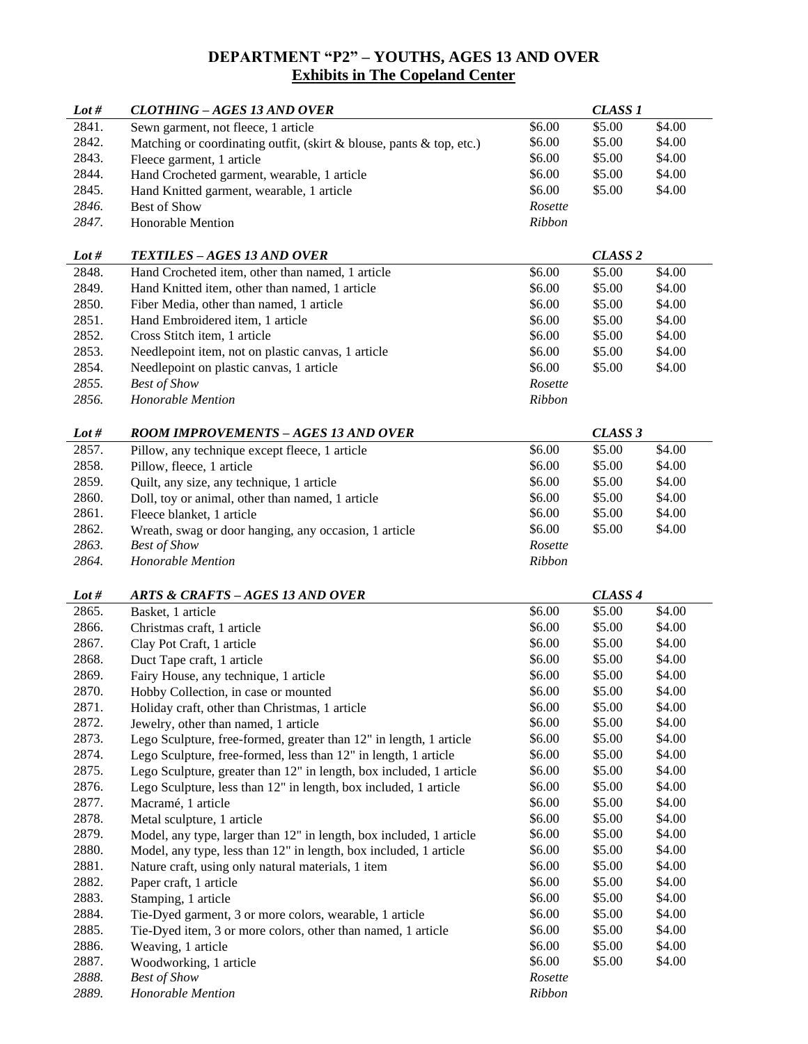# DEPARTMENT "P2" – YOUTHS, AGES 13 AND OVER
## Exhibits in The Copeland Center

| *Lot #* | *CLOTHING – AGES 13 AND OVER* | | *CLASS 1* | |
|---|---|---|---|---|
| 2841. | Sewn garment, not fleece, 1 article | $6.00 | $5.00 | $4.00 |
| 2842. | Matching or coordinating outfit, (skirt & blouse, pants & top, etc.) | $6.00 | $5.00 | $4.00 |
| 2843. | Fleece garment, 1 article | $6.00 | $5.00 | $4.00 |
| 2844. | Hand Crocheted garment, wearable, 1 article | $6.00 | $5.00 | $4.00 |
| 2845. | Hand Knitted garment, wearable, 1 article | $6.00 | $5.00 | $4.00 |
| *2846.* | Best of Show | *Rosette* | | |
| *2847.* | Honorable Mention | *Ribbon* | | |

| *Lot #* | *TEXTILES – AGES 13 AND OVER* | | *CLASS 2* | |
|---|---|---|---|---|
| 2848. | Hand Crocheted item, other than named, 1 article | $6.00 | $5.00 | $4.00 |
| 2849. | Hand Knitted item, other than named, 1 article | $6.00 | $5.00 | $4.00 |
| 2850. | Fiber Media, other than named, 1 article | $6.00 | $5.00 | $4.00 |
| 2851. | Hand Embroidered item, 1 article | $6.00 | $5.00 | $4.00 |
| 2852. | Cross Stitch item, 1 article | $6.00 | $5.00 | $4.00 |
| 2853. | Needlepoint item, not on plastic canvas, 1 article | $6.00 | $5.00 | $4.00 |
| 2854. | Needlepoint on plastic canvas, 1 article | $6.00 | $5.00 | $4.00 |
| *2855.* | *Best of Show* | *Rosette* | | |
| *2856.* | *Honorable Mention* | *Ribbon* | | |

| *Lot #* | *ROOM IMPROVEMENTS – AGES 13 AND OVER* | | *CLASS 3* | |
|---|---|---|---|---|
| 2857. | Pillow, any technique except fleece, 1 article | $6.00 | $5.00 | $4.00 |
| 2858. | Pillow, fleece, 1 article | $6.00 | $5.00 | $4.00 |
| 2859. | Quilt, any size, any technique, 1 article | $6.00 | $5.00 | $4.00 |
| 2860. | Doll, toy or animal, other than named, 1 article | $6.00 | $5.00 | $4.00 |
| 2861. | Fleece blanket, 1 article | $6.00 | $5.00 | $4.00 |
| 2862. | Wreath, swag or door hanging, any occasion, 1 article | $6.00 | $5.00 | $4.00 |
| *2863.* | *Best of Show* | *Rosette* | | |
| *2864.* | *Honorable Mention* | *Ribbon* | | |

| *Lot #* | *ARTS & CRAFTS – AGES 13 AND OVER* | | *CLASS 4* | |
|---|---|---|---|---|
| 2865. | Basket, 1 article | $6.00 | $5.00 | $4.00 |
| 2866. | Christmas craft, 1 article | $6.00 | $5.00 | $4.00 |
| 2867. | Clay Pot Craft, 1 article | $6.00 | $5.00 | $4.00 |
| 2868. | Duct Tape craft, 1 article | $6.00 | $5.00 | $4.00 |
| 2869. | Fairy House, any technique, 1 article | $6.00 | $5.00 | $4.00 |
| 2870. | Hobby Collection, in case or mounted | $6.00 | $5.00 | $4.00 |
| 2871. | Holiday craft, other than Christmas, 1 article | $6.00 | $5.00 | $4.00 |
| 2872. | Jewelry, other than named, 1 article | $6.00 | $5.00 | $4.00 |
| 2873. | Lego Sculpture, free-formed, greater than 12" in length, 1 article | $6.00 | $5.00 | $4.00 |
| 2874. | Lego Sculpture, free-formed, less than 12" in length, 1 article | $6.00 | $5.00 | $4.00 |
| 2875. | Lego Sculpture, greater than 12" in length, box included, 1 article | $6.00 | $5.00 | $4.00 |
| 2876. | Lego Sculpture, less than 12" in length, box included, 1 article | $6.00 | $5.00 | $4.00 |
| 2877. | Macramé, 1 article | $6.00 | $5.00 | $4.00 |
| 2878. | Metal sculpture, 1 article | $6.00 | $5.00 | $4.00 |
| 2879. | Model, any type, larger than 12" in length, box included, 1 article | $6.00 | $5.00 | $4.00 |
| 2880. | Model, any type, less than 12" in length, box included, 1 article | $6.00 | $5.00 | $4.00 |
| 2881. | Nature craft, using only natural materials, 1 item | $6.00 | $5.00 | $4.00 |
| 2882. | Paper craft, 1 article | $6.00 | $5.00 | $4.00 |
| 2883. | Stamping, 1 article | $6.00 | $5.00 | $4.00 |
| 2884. | Tie-Dyed garment, 3 or more colors, wearable, 1 article | $6.00 | $5.00 | $4.00 |
| 2885. | Tie-Dyed item, 3 or more colors, other than named, 1 article | $6.00 | $5.00 | $4.00 |
| 2886. | Weaving, 1 article | $6.00 | $5.00 | $4.00 |
| 2887. | Woodworking, 1 article | $6.00 | $5.00 | $4.00 |
| *2888.* | *Best of Show* | *Rosette* | | |
| *2889.* | *Honorable Mention* | *Ribbon* | | |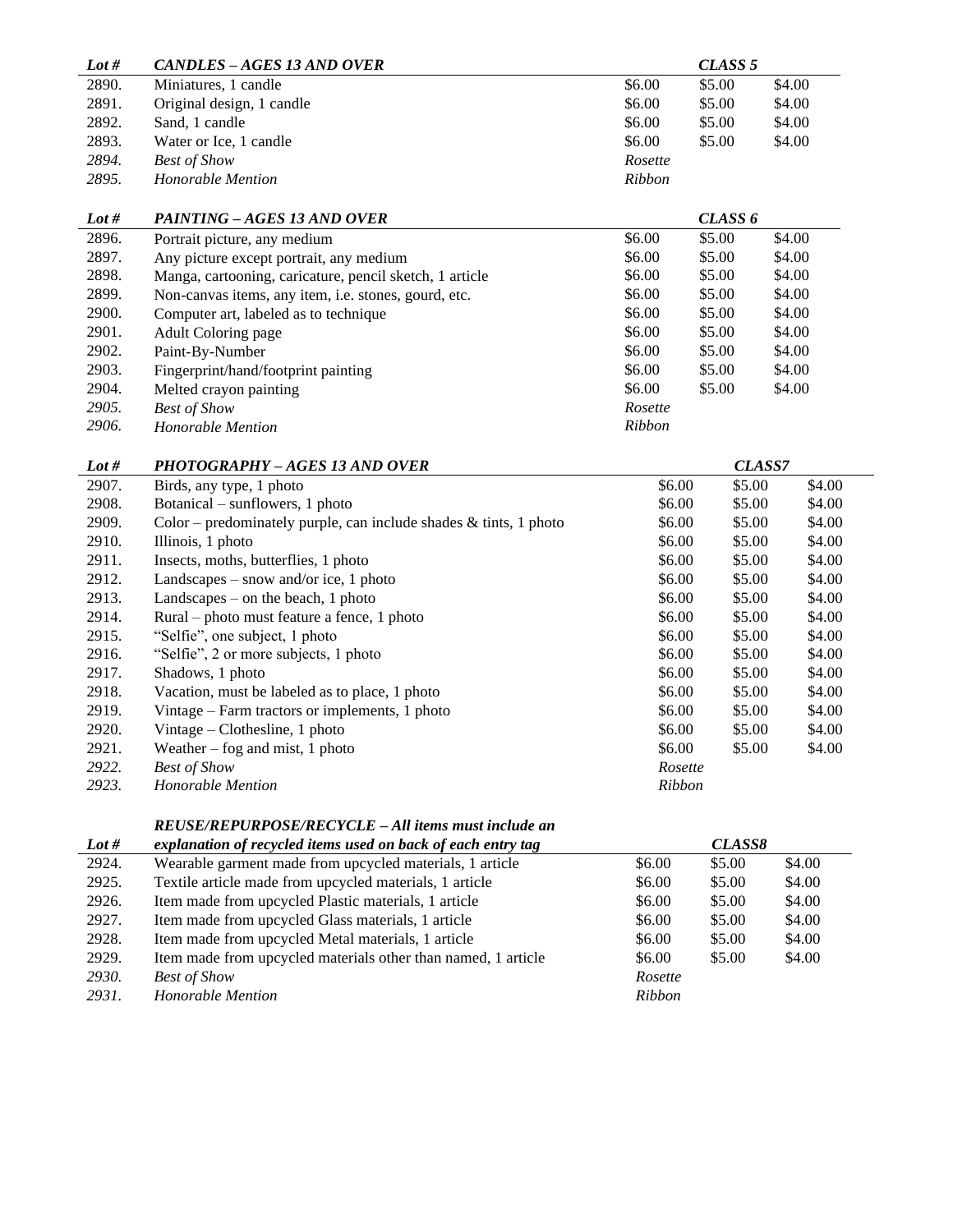| *Lot #* | ***CANDLES – AGES 13 AND OVER*** | | ***CLASS 5*** | |
|---|---|---|---|---|
| 2890. | Miniatures, 1 candle | $6.00 | $5.00 | $4.00 |
| 2891. | Original design, 1 candle | $6.00 | $5.00 | $4.00 |
| 2892. | Sand, 1 candle | $6.00 | $5.00 | $4.00 |
| 2893. | Water or Ice, 1 candle | $6.00 | $5.00 | $4.00 |
| *2894.* | *Best of Show* | *Rosette* | | |
| *2895.* | *Honorable Mention* | *Ribbon* | | |

| *Lot #* | ***PAINTING – AGES 13 AND OVER*** | | ***CLASS 6*** | |
|---|---|---|---|---|
| 2896. | Portrait picture, any medium | $6.00 | $5.00 | $4.00 |
| 2897. | Any picture except portrait, any medium | $6.00 | $5.00 | $4.00 |
| 2898. | Manga, cartooning, caricature, pencil sketch, 1 article | $6.00 | $5.00 | $4.00 |
| 2899. | Non-canvas items, any item, i.e. stones, gourd, etc. | $6.00 | $5.00 | $4.00 |
| 2900. | Computer art, labeled as to technique | $6.00 | $5.00 | $4.00 |
| 2901. | Adult Coloring page | $6.00 | $5.00 | $4.00 |
| 2902. | Paint-By-Number | $6.00 | $5.00 | $4.00 |
| 2903. | Fingerprint/hand/footprint painting | $6.00 | $5.00 | $4.00 |
| 2904. | Melted crayon painting | $6.00 | $5.00 | $4.00 |
| *2905.* | *Best of Show* | *Rosette* | | |
| *2906.* | *Honorable Mention* | *Ribbon* | | |

| *Lot #* | ***PHOTOGRAPHY – AGES 13 AND OVER*** | | ***CLASS7*** | |
|---|---|---|---|---|
| 2907. | Birds, any type, 1 photo | $6.00 | $5.00 | $4.00 |
| 2908. | Botanical – sunflowers, 1 photo | $6.00 | $5.00 | $4.00 |
| 2909. | Color – predominately purple, can include shades & tints, 1 photo | $6.00 | $5.00 | $4.00 |
| 2910. | Illinois, 1 photo | $6.00 | $5.00 | $4.00 |
| 2911. | Insects, moths, butterflies, 1 photo | $6.00 | $5.00 | $4.00 |
| 2912. | Landscapes – snow and/or ice, 1 photo | $6.00 | $5.00 | $4.00 |
| 2913. | Landscapes – on the beach, 1 photo | $6.00 | $5.00 | $4.00 |
| 2914. | Rural – photo must feature a fence, 1 photo | $6.00 | $5.00 | $4.00 |
| 2915. | "Selfie", one subject, 1 photo | $6.00 | $5.00 | $4.00 |
| 2916. | "Selfie", 2 or more subjects, 1 photo | $6.00 | $5.00 | $4.00 |
| 2917. | Shadows, 1 photo | $6.00 | $5.00 | $4.00 |
| 2918. | Vacation, must be labeled as to place, 1 photo | $6.00 | $5.00 | $4.00 |
| 2919. | Vintage – Farm tractors or implements, 1 photo | $6.00 | $5.00 | $4.00 |
| 2920. | Vintage – Clothesline, 1 photo | $6.00 | $5.00 | $4.00 |
| 2921. | Weather – fog and mist, 1 photo | $6.00 | $5.00 | $4.00 |
| *2922.* | *Best of Show* | *Rosette* | | |
| *2923.* | *Honorable Mention* | *Ribbon* | | |

| *Lot #* | ***REUSE/REPURPOSE/RECYCLE – All items must include an explanation of recycled items used on back of each entry tag*** | | ***CLASS8*** | |
|---|---|---|---|---|
| 2924. | Wearable garment made from upcycled materials, 1 article | $6.00 | $5.00 | $4.00 |
| 2925. | Textile article made from upcycled materials, 1 article | $6.00 | $5.00 | $4.00 |
| 2926. | Item made from upcycled Plastic materials, 1 article | $6.00 | $5.00 | $4.00 |
| 2927. | Item made from upcycled Glass materials, 1 article | $6.00 | $5.00 | $4.00 |
| 2928. | Item made from upcycled Metal materials, 1 article | $6.00 | $5.00 | $4.00 |
| 2929. | Item made from upcycled materials other than named, 1 article | $6.00 | $5.00 | $4.00 |
| *2930.* | *Best of Show* | *Rosette* | | |
| *2931.* | *Honorable Mention* | *Ribbon* | | |